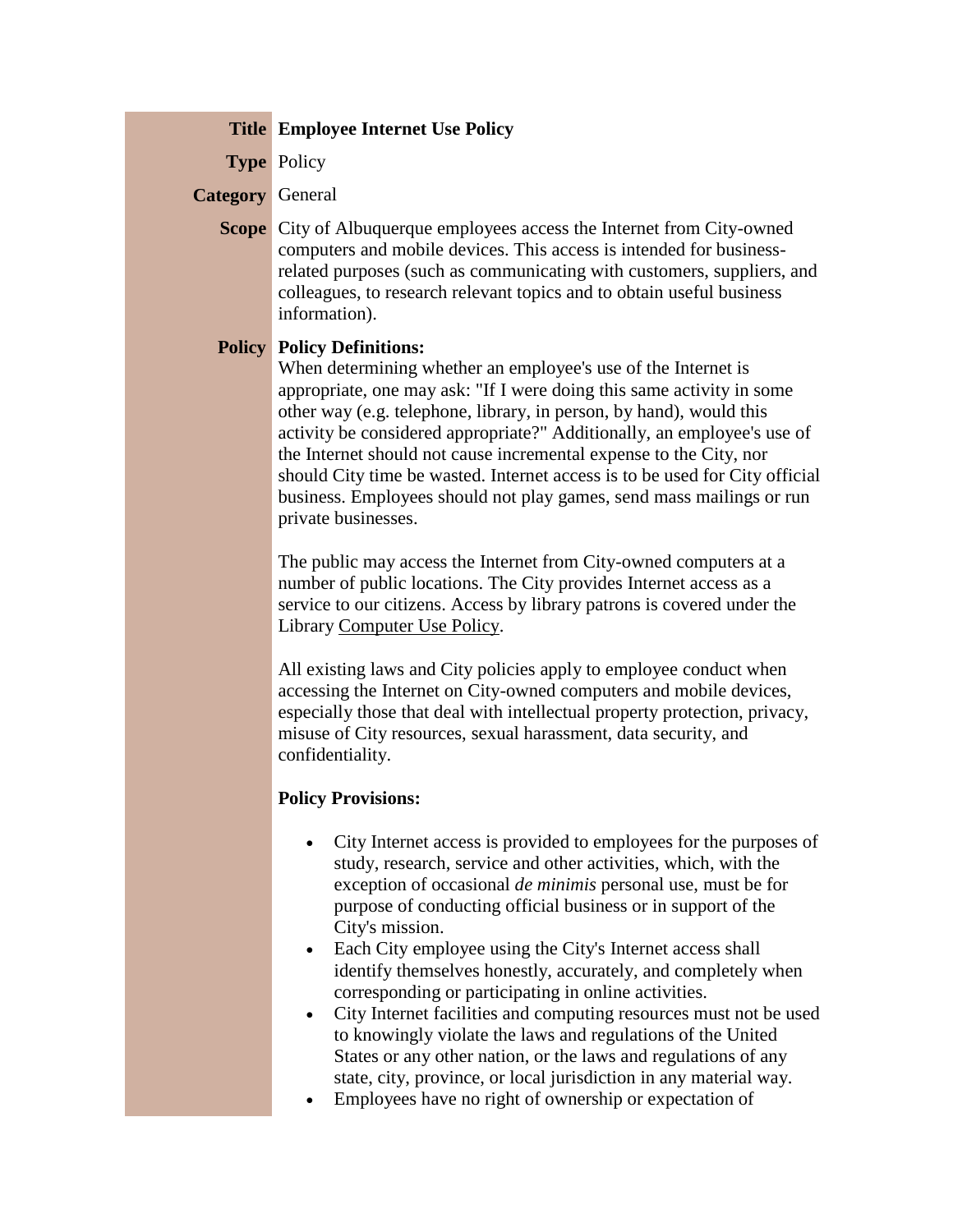**Title** **Employee Internet Use Policy**

**Type** Policy

**Category** General

**Scope** City of Albuquerque employees access the Internet from City-owned computers and mobile devices. This access is intended for business-related purposes (such as communicating with customers, suppliers, and colleagues, to research relevant topics and to obtain useful business information).

**Policy** **Policy Definitions:**

When determining whether an employee's use of the Internet is appropriate, one may ask: "If I were doing this same activity in some other way (e.g. telephone, library, in person, by hand), would this activity be considered appropriate?" Additionally, an employee's use of the Internet should not cause incremental expense to the City, nor should City time be wasted. Internet access is to be used for City official business. Employees should not play games, send mass mailings or run private businesses.

The public may access the Internet from City-owned computers at a number of public locations. The City provides Internet access as a service to our citizens. Access by library patrons is covered under the Library Computer Use Policy.

All existing laws and City policies apply to employee conduct when accessing the Internet on City-owned computers and mobile devices, especially those that deal with intellectual property protection, privacy, misuse of City resources, sexual harassment, data security, and confidentiality.

**Policy Provisions:**

- City Internet access is provided to employees for the purposes of study, research, service and other activities, which, with the exception of occasional *de minimis* personal use, must be for purpose of conducting official business or in support of the City's mission.
- Each City employee using the City's Internet access shall identify themselves honestly, accurately, and completely when corresponding or participating in online activities.
- City Internet facilities and computing resources must not be used to knowingly violate the laws and regulations of the United States or any other nation, or the laws and regulations of any state, city, province, or local jurisdiction in any material way.
- Employees have no right of ownership or expectation of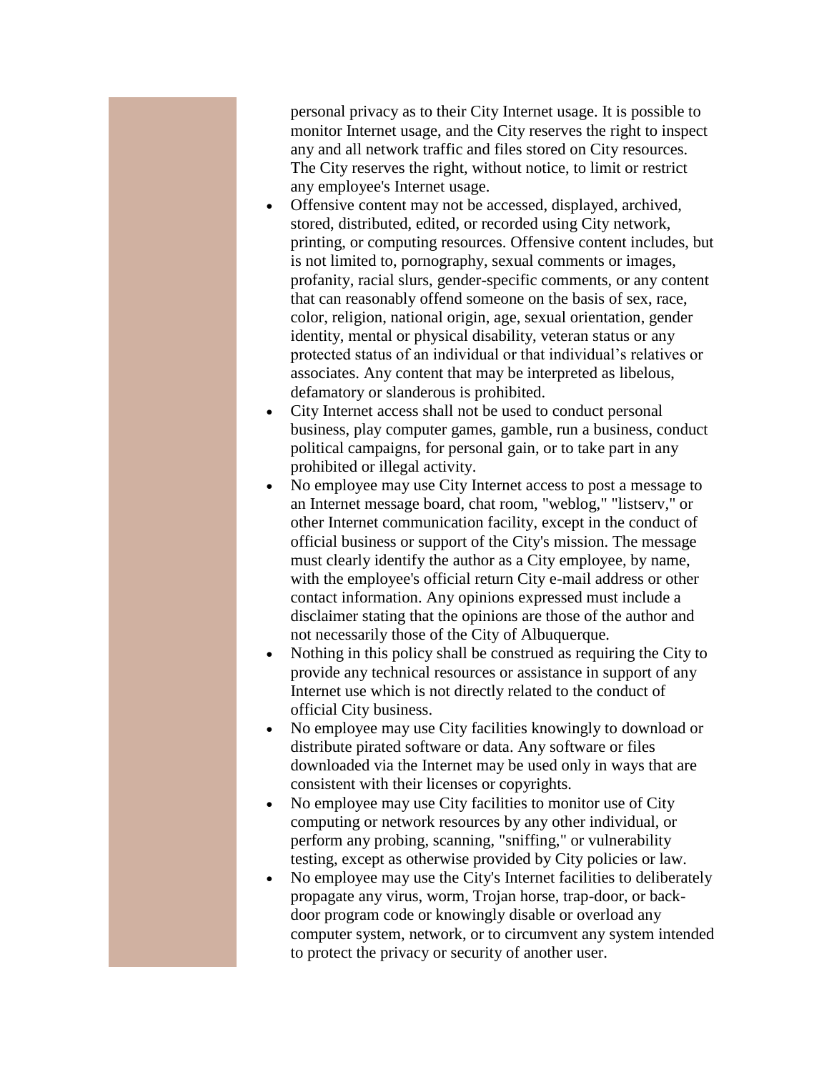personal privacy as to their City Internet usage. It is possible to monitor Internet usage, and the City reserves the right to inspect any and all network traffic and files stored on City resources. The City reserves the right, without notice, to limit or restrict any employee's Internet usage.

- Offensive content may not be accessed, displayed, archived, stored, distributed, edited, or recorded using City network, printing, or computing resources. Offensive content includes, but is not limited to, pornography, sexual comments or images, profanity, racial slurs, gender-specific comments, or any content that can reasonably offend someone on the basis of sex, race, color, religion, national origin, age, sexual orientation, gender identity, mental or physical disability, veteran status or any protected status of an individual or that individual's relatives or associates. Any content that may be interpreted as libelous, defamatory or slanderous is prohibited.
- City Internet access shall not be used to conduct personal business, play computer games, gamble, run a business, conduct political campaigns, for personal gain, or to take part in any prohibited or illegal activity.
- No employee may use City Internet access to post a message to an Internet message board, chat room, "weblog," "listserv," or other Internet communication facility, except in the conduct of official business or support of the City's mission. The message must clearly identify the author as a City employee, by name, with the employee's official return City e-mail address or other contact information. Any opinions expressed must include a disclaimer stating that the opinions are those of the author and not necessarily those of the City of Albuquerque.
- Nothing in this policy shall be construed as requiring the City to provide any technical resources or assistance in support of any Internet use which is not directly related to the conduct of official City business.
- No employee may use City facilities knowingly to download or distribute pirated software or data. Any software or files downloaded via the Internet may be used only in ways that are consistent with their licenses or copyrights.
- No employee may use City facilities to monitor use of City computing or network resources by any other individual, or perform any probing, scanning, "sniffing," or vulnerability testing, except as otherwise provided by City policies or law.
- No employee may use the City's Internet facilities to deliberately propagate any virus, worm, Trojan horse, trap-door, or back-door program code or knowingly disable or overload any computer system, network, or to circumvent any system intended to protect the privacy or security of another user.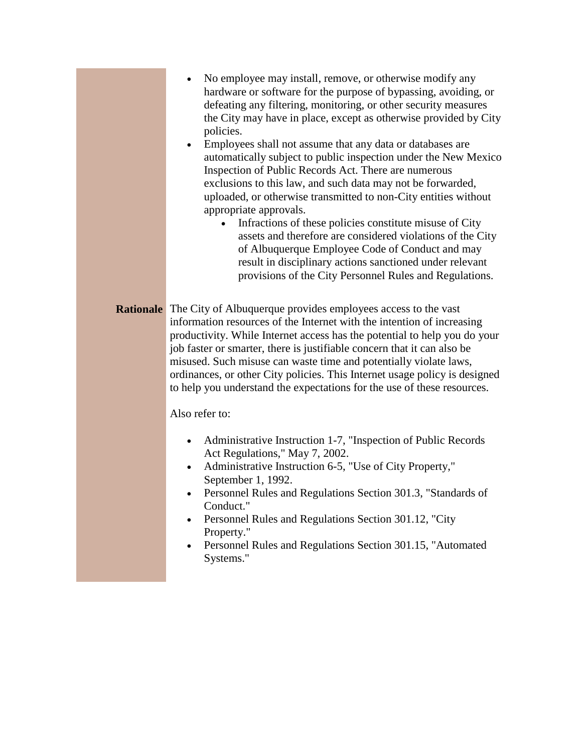- No employee may install, remove, or otherwise modify any hardware or software for the purpose of bypassing, avoiding, or defeating any filtering, monitoring, or other security measures the City may have in place, except as otherwise provided by City policies.
- Employees shall not assume that any data or databases are automatically subject to public inspection under the New Mexico Inspection of Public Records Act. There are numerous exclusions to this law, and such data may not be forwarded, uploaded, or otherwise transmitted to non-City entities without appropriate approvals.
    - Infractions of these policies constitute misuse of City assets and therefore are considered violations of the City of Albuquerque Employee Code of Conduct and may result in disciplinary actions sanctioned under relevant provisions of the City Personnel Rules and Regulations.

**Rationale**

The City of Albuquerque provides employees access to the vast information resources of the Internet with the intention of increasing productivity. While Internet access has the potential to help you do your job faster or smarter, there is justifiable concern that it can also be misused. Such misuse can waste time and potentially violate laws, ordinances, or other City policies. This Internet usage policy is designed to help you understand the expectations for the use of these resources.

Also refer to:

- Administrative Instruction 1-7, "Inspection of Public Records Act Regulations," May 7, 2002.
- Administrative Instruction 6-5, "Use of City Property," September 1, 1992.
- Personnel Rules and Regulations Section 301.3, "Standards of Conduct."
- Personnel Rules and Regulations Section 301.12, "City Property."
- Personnel Rules and Regulations Section 301.15, "Automated Systems."